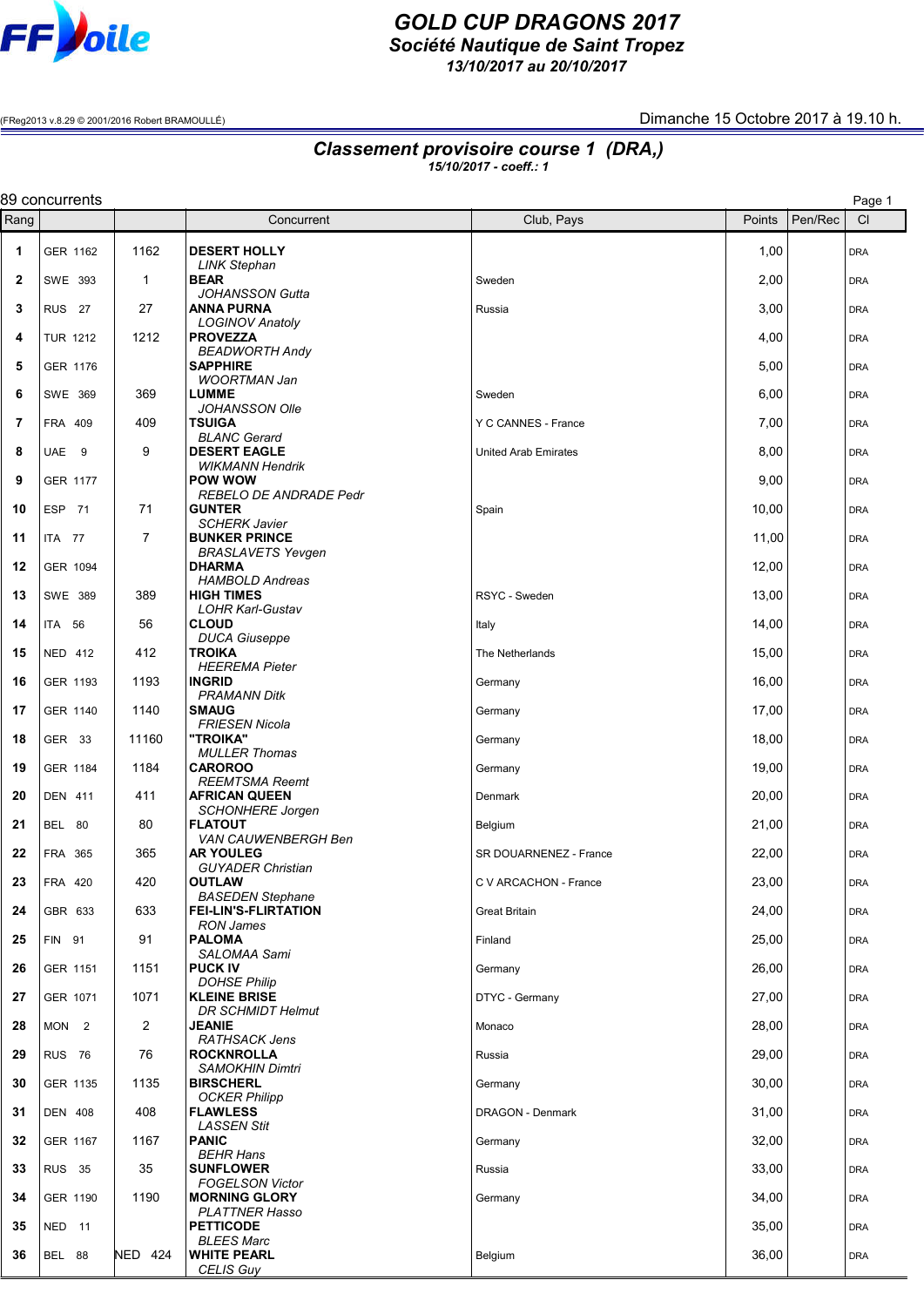# GOLD CUP DRAGONS 2017

## Société Nautique de Saint Tropez

### 13/10/2017 au 20/10/2017

(FReg2013 v.8.29 © 2001/2016 Robert BRAMOULLÉ)

Dimanche 15 Octobre 2017 à 19.10 h.

## Classement provisoire course 1 (DRA,)

15/10/2017 - coeff.: 1

89 concurrents

| Rang | | | Concurrent | Club, Pays | Points | Pen/Rec | Cl |
|---|---|---|---|---|---|---|---|
| 1 | GER 1162 | 1162 | **DESERT HOLLY** *LINK Stephan* | | 1,00 | | DRA |
| 2 | SWE 393 | 1 | **BEAR** *JOHANSSON Gutta* | Sweden | 2,00 | | DRA |
| 3 | RUS 27 | 27 | **ANNA PURNA** *LOGINOV Anatoly* | Russia | 3,00 | | DRA |
| 4 | TUR 1212 | 1212 | **PROVEZZA** *BEADWORTH Andy* | | 4,00 | | DRA |
| 5 | GER 1176 | | **SAPPHIRE** *WOORTMAN Jan* | | 5,00 | | DRA |
| 6 | SWE 369 | 369 | **LUMME** *JOHANSSON Olle* | Sweden | 6,00 | | DRA |
| 7 | FRA 409 | 409 | **TSUIGA** *BLANC Gerard* | Y C CANNES - France | 7,00 | | DRA |
| 8 | UAE 9 | 9 | **DESERT EAGLE** *WIKMANN Hendrik* | United Arab Emirates | 8,00 | | DRA |
| 9 | GER 1177 | | **POW WOW** *REBELO DE ANDRADE Pedr* | | 9,00 | | DRA |
| 10 | ESP 71 | 71 | **GUNTER** *SCHERK Javier* | Spain | 10,00 | | DRA |
| 11 | ITA 77 | 7 | **BUNKER PRINCE** *BRASLAVETS Yevgen* | | 11,00 | | DRA |
| 12 | GER 1094 | | **DHARMA** *HAMBOLD Andreas* | | 12,00 | | DRA |
| 13 | SWE 389 | 389 | **HIGH TIMES** *LOHR Karl-Gustav* | RSYC - Sweden | 13,00 | | DRA |
| 14 | ITA 56 | 56 | **CLOUD** *DUCA Giuseppe* | Italy | 14,00 | | DRA |
| 15 | NED 412 | 412 | **TROIKA** *HEEREMA Pieter* | The Netherlands | 15,00 | | DRA |
| 16 | GER 1193 | 1193 | **INGRID** *PRAMANN Ditk* | Germany | 16,00 | | DRA |
| 17 | GER 1140 | 1140 | **SMAUG** *FRIESEN Nicola* | Germany | 17,00 | | DRA |
| 18 | GER 33 | 11160 | **"TROIKA"** *MULLER Thomas* | Germany | 18,00 | | DRA |
| 19 | GER 1184 | 1184 | **CAROROO** *REEMTSMA Reemt* | Germany | 19,00 | | DRA |
| 20 | DEN 411 | 411 | **AFRICAN QUEEN** *SCHONHERE Jorgen* | Denmark | 20,00 | | DRA |
| 21 | BEL 80 | 80 | **FLATOUT** *VAN CAUWENBERGH Ben* | Belgium | 21,00 | | DRA |
| 22 | FRA 365 | 365 | **AR YOULEG** *GUYADER Christian* | SR DOUARNENEZ - France | 22,00 | | DRA |
| 23 | FRA 420 | 420 | **OUTLAW** *BASEDEN Stephane* | C V ARCACHON - France | 23,00 | | DRA |
| 24 | GBR 633 | 633 | **FEI-LIN'S-FLIRTATION** *RON James* | Great Britain | 24,00 | | DRA |
| 25 | FIN 91 | 91 | **PALOMA** *SALOMAA Sami* | Finland | 25,00 | | DRA |
| 26 | GER 1151 | 1151 | **PUCK IV** *DOHSE Philip* | Germany | 26,00 | | DRA |
| 27 | GER 1071 | 1071 | **KLEINE BRISE** *DR SCHMIDT Helmut* | DTYC - Germany | 27,00 | | DRA |
| 28 | MON 2 | 2 | **JEANIE** *RATHSACK Jens* | Monaco | 28,00 | | DRA |
| 29 | RUS 76 | 76 | **ROCKNROLLA** *SAMOKHIN Dimtri* | Russia | 29,00 | | DRA |
| 30 | GER 1135 | 1135 | **BIRSCHERL** *OCKER Philipp* | Germany | 30,00 | | DRA |
| 31 | DEN 408 | 408 | **FLAWLESS** *LASSEN Stit* | DRAGON - Denmark | 31,00 | | DRA |
| 32 | GER 1167 | 1167 | **PANIC** *BEHR Hans* | Germany | 32,00 | | DRA |
| 33 | RUS 35 | 35 | **SUNFLOWER** *FOGELSON Victor* | Russia | 33,00 | | DRA |
| 34 | GER 1190 | 1190 | **MORNING GLORY** *PLATTNER Hasso* | Germany | 34,00 | | DRA |
| 35 | NED 11 | | **PETTICODE** *BLEES Marc* | | 35,00 | | DRA |
| 36 | BEL 88 | NED 424 | **WHITE PEARL** *CELIS Guy* | Belgium | 36,00 | | DRA |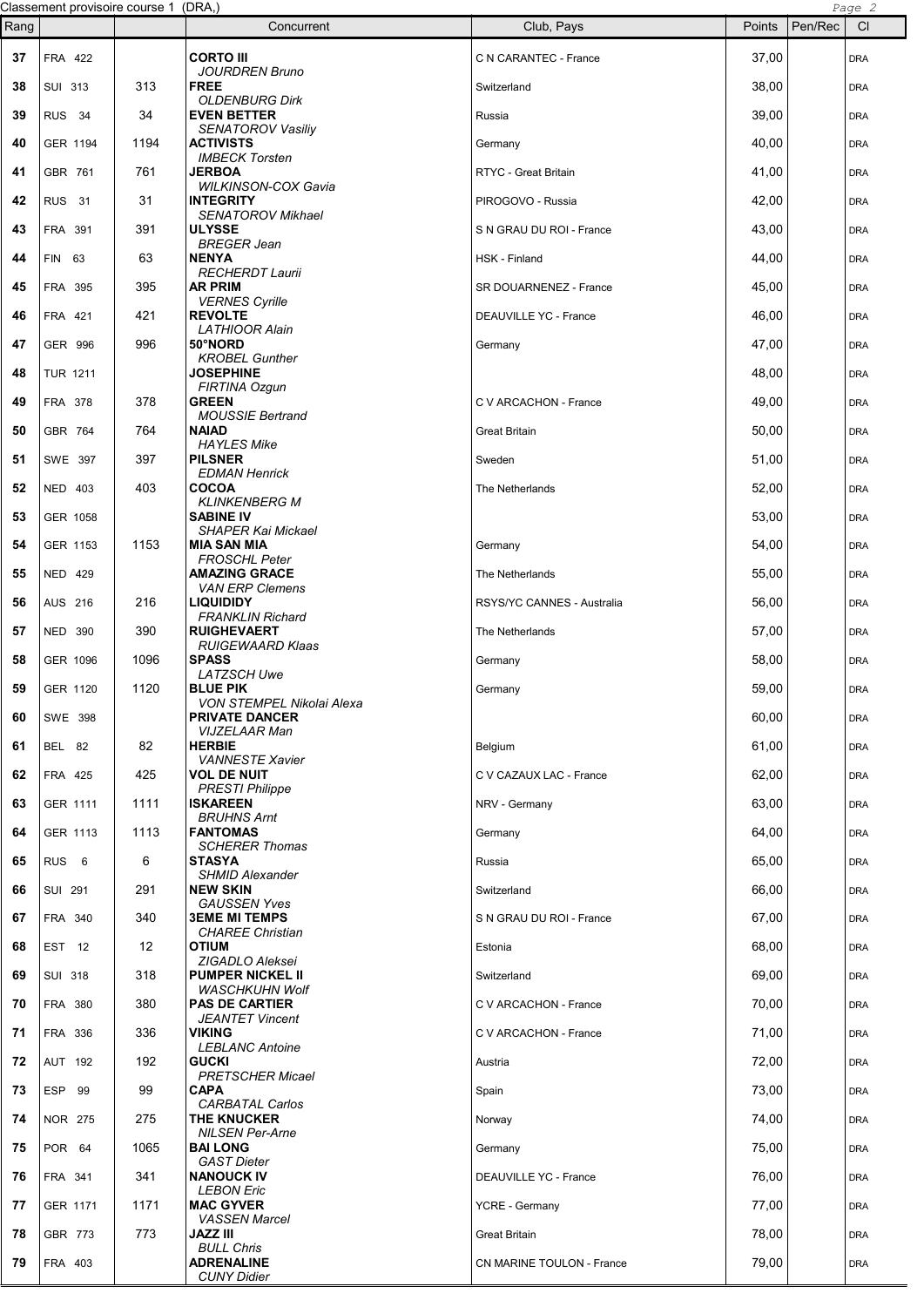Classement provisoire course 1 (DRA,)

| Rang | | | Concurrent | Club, Pays | Points | Pen/Rec | Cl |
|---|---|---|---|---|---|---|---|
| 37 | FRA 422 | | **CORTO III** *JOURDREN Bruno* | C N CARANTEC - France | 37,00 | | DRA |
| 38 | SUI 313 | 313 | **FREE** *OLDENBURG Dirk* | Switzerland | 38,00 | | DRA |
| 39 | RUS 34 | 34 | **EVEN BETTER** *SENATOROV Vasiliy* | Russia | 39,00 | | DRA |
| 40 | GER 1194 | 1194 | **ACTIVISTS** *IMBECK Torsten* | Germany | 40,00 | | DRA |
| 41 | GBR 761 | 761 | **JERBOA** *WILKINSON-COX Gavia* | RTYC - Great Britain | 41,00 | | DRA |
| 42 | RUS 31 | 31 | **INTEGRITY** *SENATOROV Mikhael* | PIROGOVO - Russia | 42,00 | | DRA |
| 43 | FRA 391 | 391 | **ULYSSE** *BREGER Jean* | S N GRAU DU ROI - France | 43,00 | | DRA |
| 44 | FIN 63 | 63 | **NENYA** *RECHERDT Laurii* | HSK - Finland | 44,00 | | DRA |
| 45 | FRA 395 | 395 | **AR PRIM** *VERNES Cyrille* | SR DOUARNENEZ - France | 45,00 | | DRA |
| 46 | FRA 421 | 421 | **REVOLTE** *LATHIOOR Alain* | DEAUVILLE YC - France | 46,00 | | DRA |
| 47 | GER 996 | 996 | **50°NORD** *KROBEL Gunther* | Germany | 47,00 | | DRA |
| 48 | TUR 1211 | | **JOSEPHINE** *FIRTINA Ozgun* | | 48,00 | | DRA |
| 49 | FRA 378 | 378 | **GREEN** *MOUSSIE Bertrand* | C V ARCACHON - France | 49,00 | | DRA |
| 50 | GBR 764 | 764 | **NAIAD** *HAYLES Mike* | Great Britain | 50,00 | | DRA |
| 51 | SWE 397 | 397 | **PILSNER** *EDMAN Henrick* | Sweden | 51,00 | | DRA |
| 52 | NED 403 | 403 | **COCOA** *KLINKENBERG M* | The Netherlands | 52,00 | | DRA |
| 53 | GER 1058 | | **SABINE IV** *SHAPER Kai Mickael* | | 53,00 | | DRA |
| 54 | GER 1153 | 1153 | **MIA SAN MIA** *FROSCHL Peter* | Germany | 54,00 | | DRA |
| 55 | NED 429 | | **AMAZING GRACE** *VAN ERP Clemens* | The Netherlands | 55,00 | | DRA |
| 56 | AUS 216 | 216 | **LIQUIDIDY** *FRANKLIN Richard* | RSYS/YC CANNES - Australia | 56,00 | | DRA |
| 57 | NED 390 | 390 | **RUIGHEVAERT** *RUIGEWAARD Klaas* | The Netherlands | 57,00 | | DRA |
| 58 | GER 1096 | 1096 | **SPASS** *LATZSCH Uwe* | Germany | 58,00 | | DRA |
| 59 | GER 1120 | 1120 | **BLUE PIK** *VON STEMPEL Nikolai Alexa* | Germany | 59,00 | | DRA |
| 60 | SWE 398 | | **PRIVATE DANCER** *VIJZELAAR Man* | | 60,00 | | DRA |
| 61 | BEL 82 | 82 | **HERBIE** *VANNESTE Xavier* | Belgium | 61,00 | | DRA |
| 62 | FRA 425 | 425 | **VOL DE NUIT** *PRESTI Philippe* | C V CAZAUX LAC - France | 62,00 | | DRA |
| 63 | GER 1111 | 1111 | **ISKAREEN** *BRUHNS Arnt* | NRV - Germany | 63,00 | | DRA |
| 64 | GER 1113 | 1113 | **FANTOMAS** *SCHERER Thomas* | Germany | 64,00 | | DRA |
| 65 | RUS 6 | 6 | **STASYA** *SHMID Alexander* | Russia | 65,00 | | DRA |
| 66 | SUI 291 | 291 | **NEW SKIN** *GAUSSEN Yves* | Switzerland | 66,00 | | DRA |
| 67 | FRA 340 | 340 | **3EME MI TEMPS** *CHAREE Christian* | S N GRAU DU ROI - France | 67,00 | | DRA |
| 68 | EST 12 | 12 | **OTIUM** *ZIGADLO Aleksei* | Estonia | 68,00 | | DRA |
| 69 | SUI 318 | 318 | **PUMPER NICKEL II** *WASCHKUHN Wolf* | Switzerland | 69,00 | | DRA |
| 70 | FRA 380 | 380 | **PAS DE CARTIER** *JEANTET Vincent* | C V ARCACHON - France | 70,00 | | DRA |
| 71 | FRA 336 | 336 | **VIKING** *LEBLANC Antoine* | C V ARCACHON - France | 71,00 | | DRA |
| 72 | AUT 192 | 192 | **GUCKI** *PRETSCHER Micael* | Austria | 72,00 | | DRA |
| 73 | ESP 99 | 99 | **CAPA** *CARBATAL Carlos* | Spain | 73,00 | | DRA |
| 74 | NOR 275 | 275 | **THE KNUCKER** *NILSEN Per-Arne* | Norway | 74,00 | | DRA |
| 75 | POR 64 | 1065 | **BAI LONG** *GAST Dieter* | Germany | 75,00 | | DRA |
| 76 | FRA 341 | 341 | **NANOUCK IV** *LEBON Eric* | DEAUVILLE YC - France | 76,00 | | DRA |
| 77 | GER 1171 | 1171 | **MAC GYVER** *VASSEN Marcel* | YCRE - Germany | 77,00 | | DRA |
| 78 | GBR 773 | 773 | **JAZZ III** *BULL Chris* | Great Britain | 78,00 | | DRA |
| 79 | FRA 403 | | **ADRENALINE** *CUNY Didier* | CN MARINE TOULON - France | 79,00 | | DRA |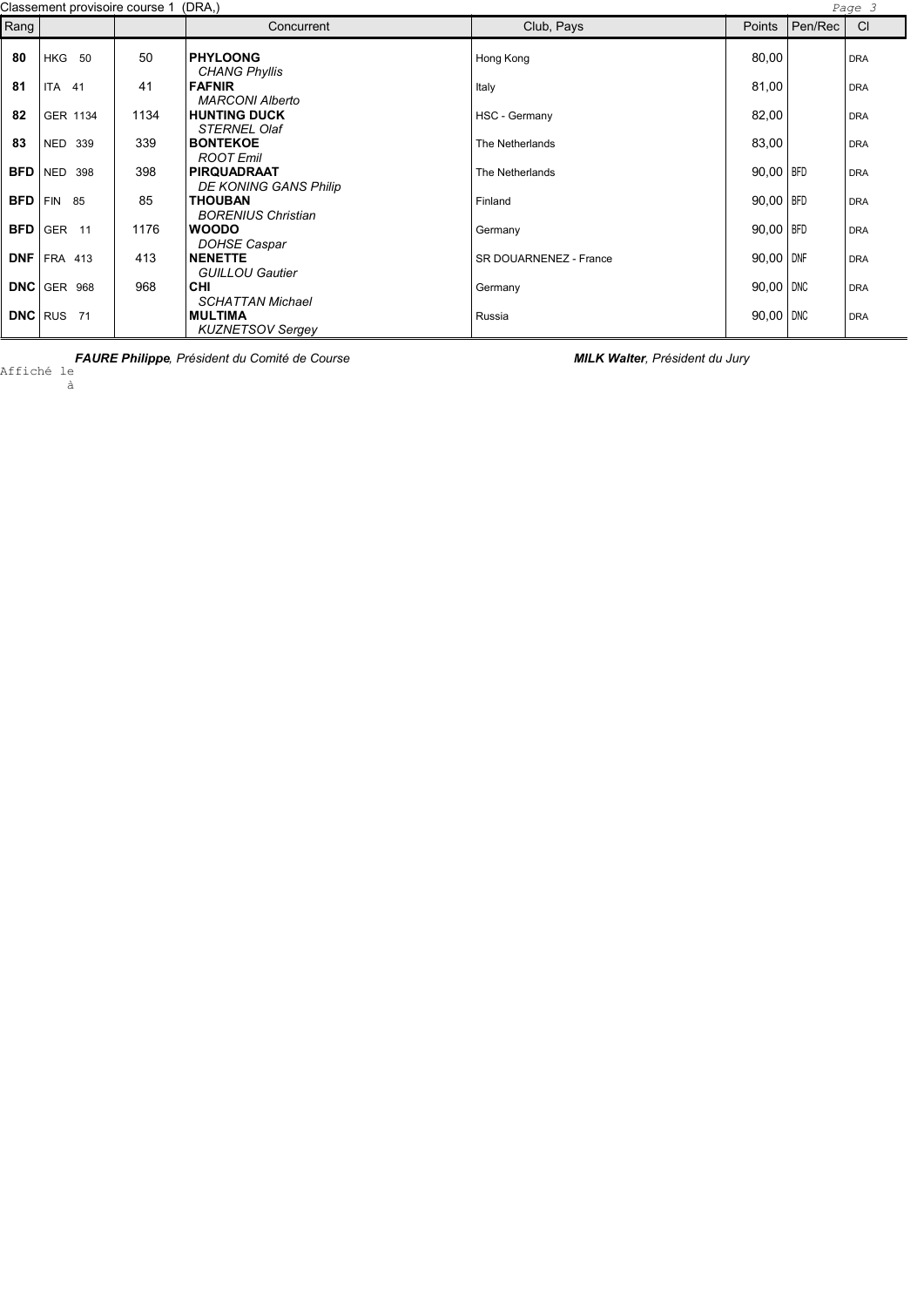Classement provisoire course 1 (DRA,)

| Rang | | | Concurrent | Club, Pays | Points | Pen/Rec | Cl |
|---|---|---|---|---|---|---|---|
| **80** | HKG 50 | 50 | **PHYLOONG** *CHANG Phyllis* | Hong Kong | 80,00 | | DRA |
| **81** | ITA 41 | 41 | **FAFNIR** *MARCONI Alberto* | Italy | 81,00 | | DRA |
| **82** | GER 1134 | 1134 | **HUNTING DUCK** *STERNEL Olaf* | HSC - Germany | 82,00 | | DRA |
| **83** | NED 339 | 339 | **BONTEKOE** *ROOT Emil* | The Netherlands | 83,00 | | DRA |
| **BFD** | NED 398 | 398 | **PIRQUADRAAT** *DE KONING GANS Philip* | The Netherlands | 90,00 | BFD | DRA |
| **BFD** | FIN 85 | 85 | **THOUBAN** *BORENIUS Christian* | Finland | 90,00 | BFD | DRA |
| **BFD** | GER 11 | 1176 | **WOODO** *DOHSE Caspar* | Germany | 90,00 | BFD | DRA |
| **DNF** | FRA 413 | 413 | **NENETTE** *GUILLOU Gautier* | SR DOUARNENEZ - France | 90,00 | DNF | DRA |
| **DNC** | GER 968 | 968 | **CHI** *SCHATTAN Michael* | Germany | 90,00 | DNC | DRA |
| **DNC** | RUS 71 | | **MULTIMA** *KUZNETSOV Sergey* | Russia | 90,00 | DNC | DRA |

***FAURE Philippe**, Président du Comité de Course*

***MILK Walter**, Président du Jury*

Affiché le

à